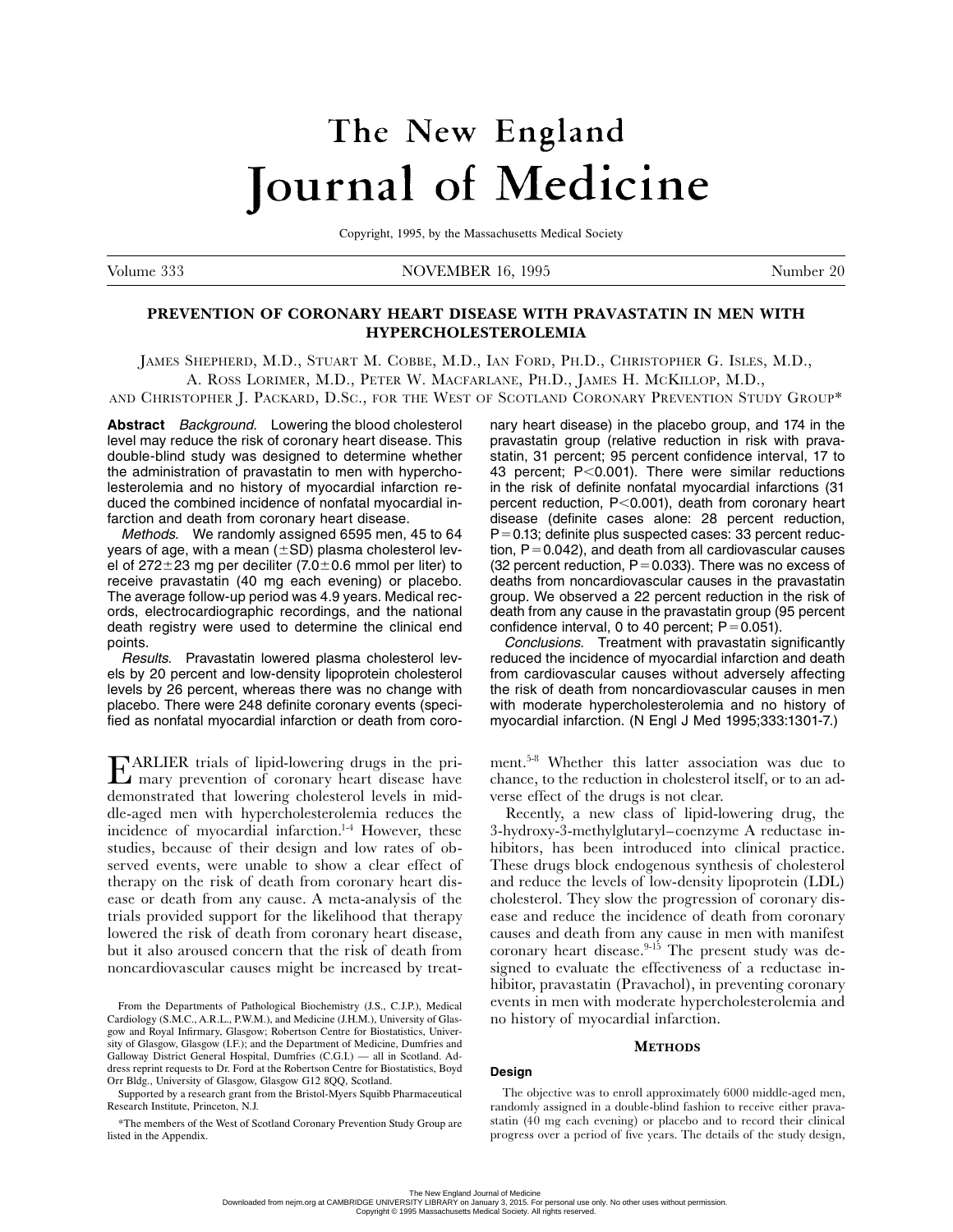# The New England Journal of Medicine

Copyright, 1995, by the Massachusetts Medical Society

Volume 333 NOVEMBER 16, 1995 Number 20

## PREVENTION OF CORONARY HEART DISEASE WITH PRAVASTATIN IN MEN WITH HYPERCHOLESTEROLEMIA

James Shepherd, M.D., Stuart M. Cobbe, M.D., Ian Ford, Ph.D., Christopher G. Isles, M.D., A. Ross Lorimer, M.D., Peter W. Macfarlane, Ph.D., James H. McKillop, M.D., and Christopher J. Packard, D.Sc., for the West of Scotland Coronary Prevention Study Group*

**Abstract** *Background.* Lowering the blood cholesterol level may reduce the risk of coronary heart disease. This double-blind study was designed to determine whether the administration of pravastatin to men with hypercholesterolemia and no history of myocardial infarction reduced the combined incidence of nonfatal myocardial infarction and death from coronary heart disease.

*Methods.* We randomly assigned 6595 men, 45 to 64 years of age, with a mean (±SD) plasma cholesterol level of 272±23 mg per deciliter (7.0±0.6 mmol per liter) to receive pravastatin (40 mg each evening) or placebo. The average follow-up period was 4.9 years. Medical records, electrocardiographic recordings, and the national death registry were used to determine the clinical end points.

*Results.* Pravastatin lowered plasma cholesterol levels by 20 percent and low-density lipoprotein cholesterol levels by 26 percent, whereas there was no change with placebo. There were 248 definite coronary events (specified as nonfatal myocardial infarction or death from coronary heart disease) in the placebo group, and 174 in the pravastatin group (relative reduction in risk with pravastatin, 31 percent; 95 percent confidence interval, 17 to 43 percent; $P<0.001$). There were similar reductions in the risk of definite nonfatal myocardial infarctions (31 percent reduction, $P<0.001$), death from coronary heart disease (definite cases alone: 28 percent reduction, $P=0.13$; definite plus suspected cases: 33 percent reduction, $P=0.042$), and death from all cardiovascular causes (32 percent reduction, $P=0.033$). There was no excess of deaths from noncardiovascular causes in the pravastatin group. We observed a 22 percent reduction in the risk of death from any cause in the pravastatin group (95 percent confidence interval, 0 to 40 percent; $P=0.051$).

*Conclusions.* Treatment with pravastatin significantly reduced the incidence of myocardial infarction and death from cardiovascular causes without adversely affecting the risk of death from noncardiovascular causes in men with moderate hypercholesterolemia and no history of myocardial infarction. (N Engl J Med 1995;333:1301-7.)

EARLIER trials of lipid-lowering drugs in the primary prevention of coronary heart disease have demonstrated that lowering cholesterol levels in middle-aged men with hypercholesterolemia reduces the incidence of myocardial infarction.[1-4] However, these studies, because of their design and low rates of observed events, were unable to show a clear effect of therapy on the risk of death from coronary heart disease or death from any cause. A meta-analysis of the trials provided support for the likelihood that therapy lowered the risk of death from coronary heart disease, but it also aroused concern that the risk of death from noncardiovascular causes might be increased by treatment.[5-8] Whether this latter association was due to chance, to the reduction in cholesterol itself, or to an adverse effect of the drugs is not clear.

Recently, a new class of lipid-lowering drug, the 3-hydroxy-3-methylglutaryl–coenzyme A reductase inhibitors, has been introduced into clinical practice. These drugs block endogenous synthesis of cholesterol and reduce the levels of low-density lipoprotein (LDL) cholesterol. They slow the progression of coronary disease and reduce the incidence of death from coronary causes and death from any cause in men with manifest coronary heart disease.[9-15] The present study was designed to evaluate the effectiveness of a reductase inhibitor, pravastatin (Pravachol), in preventing coronary events in men with moderate hypercholesterolemia and no history of myocardial infarction.

From the Departments of Pathological Biochemistry (J.S., C.J.P.), Medical Cardiology (S.M.C., A.R.L., P.W.M.), and Medicine (J.H.M.), University of Glasgow and Royal Infirmary, Glasgow; Robertson Centre for Biostatistics, University of Glasgow, Glasgow (I.F.); and the Department of Medicine, Dumfries and Galloway District General Hospital, Dumfries (C.G.I.) — all in Scotland. Address reprint requests to Dr. Ford at the Robertson Centre for Biostatistics, Boyd Orr Bldg., University of Glasgow, Glasgow G12 8QQ, Scotland.

Supported by a research grant from the Bristol-Myers Squibb Pharmaceutical Research Institute, Princeton, N.J.

*The members of the West of Scotland Coronary Prevention Study Group are listed in the Appendix.

## Methods

### Design

The objective was to enroll approximately 6000 middle-aged men, randomly assigned in a double-blind fashion to receive either pravastatin (40 mg each evening) or placebo and to record their clinical progress over a period of five years. The details of the study design,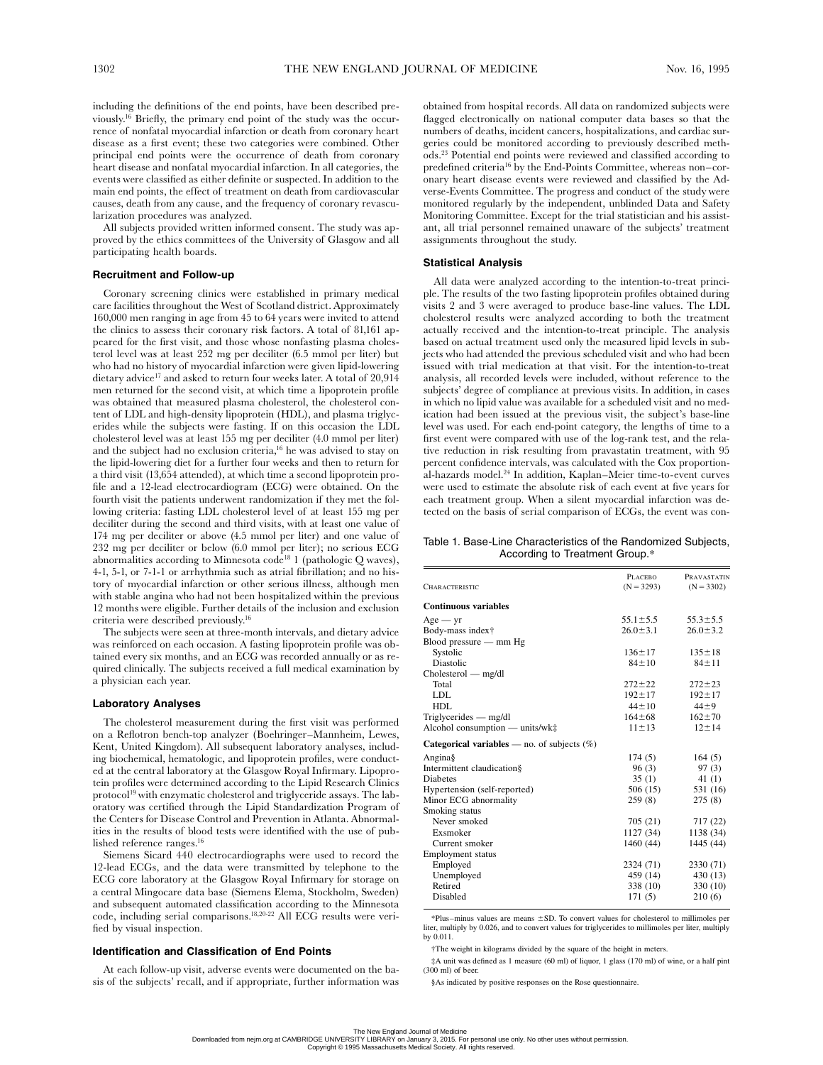including the definitions of the end points, have been described previously.[16] Briefly, the primary end point of the study was the occurrence of nonfatal myocardial infarction or death from coronary heart disease as a first event; these two categories were combined. Other principal end points were the occurrence of death from coronary heart disease and nonfatal myocardial infarction. In all categories, the events were classified as either definite or suspected. In addition to the main end points, the effect of treatment on death from cardiovascular causes, death from any cause, and the frequency of coronary revascularization procedures was analyzed.

All subjects provided written informed consent. The study was approved by the ethics committees of the University of Glasgow and all participating health boards.

### Recruitment and Follow-up

Coronary screening clinics were established in primary medical care facilities throughout the West of Scotland district. Approximately 160,000 men ranging in age from 45 to 64 years were invited to attend the clinics to assess their coronary risk factors. A total of 81,161 appeared for the first visit, and those whose nonfasting plasma cholesterol level was at least 252 mg per deciliter (6.5 mmol per liter) but who had no history of myocardial infarction were given lipid-lowering dietary advice[17] and asked to return four weeks later. A total of 20,914 men returned for the second visit, at which time a lipoprotein profile was obtained that measured plasma cholesterol, the cholesterol content of LDL and high-density lipoprotein (HDL), and plasma triglycerides while the subjects were fasting. If on this occasion the LDL cholesterol level was at least 155 mg per deciliter (4.0 mmol per liter) and the subject had no exclusion criteria,[16] he was advised to stay on the lipid-lowering diet for a further four weeks and then to return for a third visit (13,654 attended), at which time a second lipoprotein profile and a 12-lead electrocardiogram (ECG) were obtained. On the fourth visit the patients underwent randomization if they met the following criteria: fasting LDL cholesterol level of at least 155 mg per deciliter during the second and third visits, with at least one value of 174 mg per deciliter or above (4.5 mmol per liter) and one value of 232 mg per deciliter or below (6.0 mmol per liter); no serious ECG abnormalities according to Minnesota code[18] 1 (pathologic Q waves), 4-1, 5-1, or 7-1-1 or arrhythmia such as atrial fibrillation; and no history of myocardial infarction or other serious illness, although men with stable angina who had not been hospitalized within the previous 12 months were eligible. Further details of the inclusion and exclusion criteria were described previously.[16]

The subjects were seen at three-month intervals, and dietary advice was reinforced on each occasion. A fasting lipoprotein profile was obtained every six months, and an ECG was recorded annually or as required clinically. The subjects received a full medical examination by a physician each year.

### Laboratory Analyses

The cholesterol measurement during the first visit was performed on a Reflotron bench-top analyzer (Boehringer–Mannheim, Lewes, Kent, United Kingdom). All subsequent laboratory analyses, including biochemical, hematologic, and lipoprotein profiles, were conducted at the central laboratory at the Glasgow Royal Infirmary. Lipoprotein profiles were determined according to the Lipid Research Clinics protocol[19] with enzymatic cholesterol and triglyceride assays. The laboratory was certified through the Lipid Standardization Program of the Centers for Disease Control and Prevention in Atlanta. Abnormalities in the results of blood tests were identified with the use of published reference ranges.[16]

Siemens Sicard 440 electrocardiographs were used to record the 12-lead ECGs, and the data were transmitted by telephone to the ECG core laboratory at the Glasgow Royal Infirmary for storage on a central Mingocare data base (Siemens Elema, Stockholm, Sweden) and subsequent automated classification according to the Minnesota code, including serial comparisons.[18,20-22] All ECG results were verified by visual inspection.

### Identification and Classification of End Points

At each follow-up visit, adverse events were documented on the basis of the subjects' recall, and if appropriate, further information was obtained from hospital records. All data on randomized subjects were flagged electronically on national computer data bases so that the numbers of deaths, incident cancers, hospitalizations, and cardiac surgeries could be monitored according to previously described methods.[23] Potential end points were reviewed and classified according to predefined criteria[16] by the End-Points Committee, whereas non–coronary heart disease events were reviewed and classified by the Adverse-Events Committee. The progress and conduct of the study were monitored regularly by the independent, unblinded Data and Safety Monitoring Committee. Except for the trial statistician and his assistant, all trial personnel remained unaware of the subjects' treatment assignments throughout the study.

### Statistical Analysis

All data were analyzed according to the intention-to-treat principle. The results of the two fasting lipoprotein profiles obtained during visits 2 and 3 were averaged to produce base-line values. The LDL cholesterol results were analyzed according to both the treatment actually received and the intention-to-treat principle. The analysis based on actual treatment used only the measured lipid levels in subjects who had attended the previous scheduled visit and who had been issued with trial medication at that visit. For the intention-to-treat analysis, all recorded levels were included, without reference to the subjects' degree of compliance at previous visits. In addition, in cases in which no lipid value was available for a scheduled visit and no medication had been issued at the previous visit, the subject's base-line level was used. For each end-point category, the lengths of time to a first event were compared with use of the log-rank test, and the relative reduction in risk resulting from pravastatin treatment, with 95 percent confidence intervals, was calculated with the Cox proportional-hazards model.[24] In addition, Kaplan–Meier time-to-event curves were used to estimate the absolute risk of each event at five years for each treatment group. When a silent myocardial infarction was detected on the basis of serial comparison of ECGs, the event was con-

Table 1. Base-Line Characteristics of the Randomized Subjects, According to Treatment Group.*

| Characteristic | Placebo (N = 3293) | Pravastatin (N = 3302) |
|---|---|---|
| **Continuous variables** | | |
| Age — yr | 55.1±5.5 | 55.3±5.5 |
| Body-mass index† | 26.0±3.1 | 26.0±3.2 |
| Blood pressure — mm Hg | | |
| Systolic | 136±17 | 135±18 |
| Diastolic | 84±10 | 84±11 |
| Cholesterol — mg/dl | | |
| Total | 272±22 | 272±23 |
| LDL | 192±17 | 192±17 |
| HDL | 44±10 | 44±9 |
| Triglycerides — mg/dl | 164±68 | 162±70 |
| Alcohol consumption — units/wk‡ | 11±13 | 12±14 |
| **Categorical variables** — no. of subjects (%) | | |
| Angina§ | 174 (5) | 164 (5) |
| Intermittent claudication§ | 96 (3) | 97 (3) |
| Diabetes | 35 (1) | 41 (1) |
| Hypertension (self-reported) | 506 (15) | 531 (16) |
| Minor ECG abnormality | 259 (8) | 275 (8) |
| Smoking status | | |
| Never smoked | 705 (21) | 717 (22) |
| Exsmoker | 1127 (34) | 1138 (34) |
| Current smoker | 1460 (44) | 1445 (44) |
| Employment status | | |
| Employed | 2324 (71) | 2330 (71) |
| Unemployed | 459 (14) | 430 (13) |
| Retired | 338 (10) | 330 (10) |
| Disabled | 171 (5) | 210 (6) |

*Plus–minus values are means ±SD. To convert values for cholesterol to millimoles per liter, multiply by 0.026, and to convert values for triglycerides to millimoles per liter, multiply by 0.011.

†The weight in kilograms divided by the square of the height in meters.

‡A unit was defined as 1 measure (60 ml) of liquor, 1 glass (170 ml) of wine, or a half pint (300 ml) of beer.

§As indicated by positive responses on the Rose questionnaire.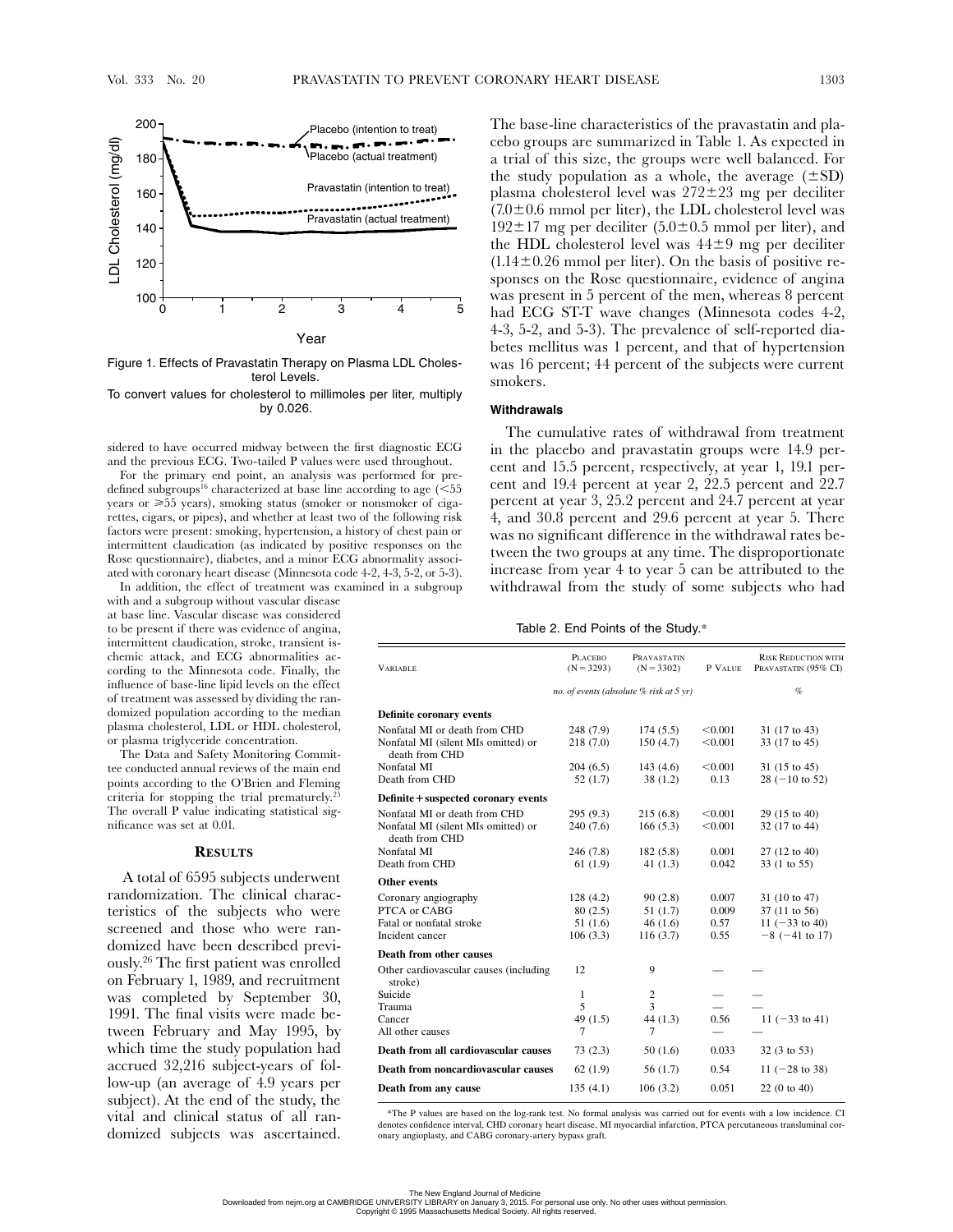200
180
160
140
120
100
LDL Cholesterol (mg/dl)
0 1 2 3 4 5
Year
Placebo (intention to treat)
Placebo (actual treatment)
Pravastatin (intention to treat)
Pravastatin (actual treatment)

Figure 1. Effects of Pravastatin Therapy on Plasma LDL Cholesterol Levels.

To convert values for cholesterol to millimoles per liter, multiply by 0.026.

sidered to have occurred midway between the first diagnostic ECG and the previous ECG. Two-tailed P values were used throughout.

For the primary end point, an analysis was performed for predefined subgroups[16] characterized at base line according to age (<55 years or ≥55 years), smoking status (smoker or nonsmoker of cigarettes, cigars, or pipes), and whether at least two of the following risk factors were present: smoking, hypertension, a history of chest pain or intermittent claudication (as indicated by positive responses on the Rose questionnaire), diabetes, and a minor ECG abnormality associated with coronary heart disease (Minnesota code 4-2, 4-3, 5-2, or 5-3).

In addition, the effect of treatment was examined in a subgroup with and a subgroup without vascular disease at base line. Vascular disease was considered to be present if there was evidence of angina, intermittent claudication, stroke, transient ischemic attack, and ECG abnormalities according to the Minnesota code. Finally, the influence of base-line lipid levels on the effect of treatment was assessed by dividing the randomized population according to the median plasma cholesterol, LDL or HDL cholesterol, or plasma triglyceride concentration.

The Data and Safety Monitoring Committee conducted annual reviews of the main end points according to the O'Brien and Fleming criteria for stopping the trial prematurely.[25] The overall P value indicating statistical significance was set at 0.01.

## Results

A total of 6595 subjects underwent randomization. The clinical characteristics of the subjects who were screened and those who were randomized have been described previously.[26] The first patient was enrolled on February 1, 1989, and recruitment was completed by September 30, 1991. The final visits were made between February and May 1995, by which time the study population had accrued 32,216 subject-years of follow-up (an average of 4.9 years per subject). At the end of the study, the vital and clinical status of all randomized subjects was ascertained.

The base-line characteristics of the pravastatin and placebo groups are summarized in Table 1. As expected in a trial of this size, the groups were well balanced. For the study population as a whole, the average (±SD) plasma cholesterol level was 272±23 mg per deciliter (7.0±0.6 mmol per liter), the LDL cholesterol level was 192±17 mg per deciliter (5.0±0.5 mmol per liter), and the HDL cholesterol level was 44±9 mg per deciliter (1.14±0.26 mmol per liter). On the basis of positive responses on the Rose questionnaire, evidence of angina was present in 5 percent of the men, whereas 8 percent had ECG ST-T wave changes (Minnesota codes 4-2, 4-3, 5-2, and 5-3). The prevalence of self-reported diabetes mellitus was 1 percent, and that of hypertension was 16 percent; 44 percent of the subjects were current smokers.

#### Withdrawals

The cumulative rates of withdrawal from treatment in the placebo and pravastatin groups were 14.9 percent and 15.5 percent, respectively, at year 1, 19.1 percent and 19.4 percent at year 2, 22.5 percent and 22.7 percent at year 3, 25.2 percent and 24.7 percent at year 4, and 30.8 percent and 29.6 percent at year 5. There was no significant difference in the withdrawal rates between the two groups at any time. The disproportionate increase from year 4 to year 5 can be attributed to the withdrawal from the study of some subjects who had

Table 2. End Points of the Study.*

| Variable | Placebo (N=3293) | Pravastatin (N=3302) | P Value | Risk Reduction with Pravastatin (95% CI) |
|---|---|---|---|---|
| | no. of events (absolute % risk at 5 yr) | | | % |
| **Definite coronary events** | | | | |
| Nonfatal MI or death from CHD | 248 (7.9) | 174 (5.5) | <0.001 | 31 (17 to 43) |
| Nonfatal MI (silent MIs omitted) or death from CHD | 218 (7.0) | 150 (4.7) | <0.001 | 33 (17 to 45) |
| Nonfatal MI | 204 (6.5) | 143 (4.6) | <0.001 | 31 (15 to 45) |
| Death from CHD | 52 (1.7) | 38 (1.2) | 0.13 | 28 (−10 to 52) |
| **Definite+suspected coronary events** | | | | |
| Nonfatal MI or death from CHD | 295 (9.3) | 215 (6.8) | <0.001 | 29 (15 to 40) |
| Nonfatal MI (silent MIs omitted) or death from CHD | 240 (7.6) | 166 (5.3) | <0.001 | 32 (17 to 44) |
| Nonfatal MI | 246 (7.8) | 182 (5.8) | 0.001 | 27 (12 to 40) |
| Death from CHD | 61 (1.9) | 41 (1.3) | 0.042 | 33 (1 to 55) |
| **Other events** | | | | |
| Coronary angiography | 128 (4.2) | 90 (2.8) | 0.007 | 31 (10 to 47) |
| PTCA or CABG | 80 (2.5) | 51 (1.7) | 0.009 | 37 (11 to 56) |
| Fatal or nonfatal stroke | 51 (1.6) | 46 (1.6) | 0.57 | 11 (−33 to 40) |
| Incident cancer | 106 (3.3) | 116 (3.7) | 0.55 | −8 (−41 to 17) |
| **Death from other causes** | | | | |
| Other cardiovascular causes (including stroke) | 12 | 9 | — | — |
| Suicide | 1 | 2 | — | — |
| Trauma | 5 | 3 | — | — |
| Cancer | 49 (1.5) | 44 (1.3) | 0.56 | 11 (−33 to 41) |
| All other causes | 7 | 7 | — | — |
| **Death from all cardiovascular causes** | 73 (2.3) | 50 (1.6) | 0.033 | 32 (3 to 53) |
| **Death from noncardiovascular causes** | 62 (1.9) | 56 (1.7) | 0.54 | 11 (−28 to 38) |
| **Death from any cause** | 135 (4.1) | 106 (3.2) | 0.051 | 22 (0 to 40) |

*The P values are based on the log-rank test. No formal analysis was carried out for events with a low incidence. CI denotes confidence interval, CHD coronary heart disease, MI myocardial infarction, PTCA percutaneous transluminal coronary angioplasty, and CABG coronary-artery bypass graft.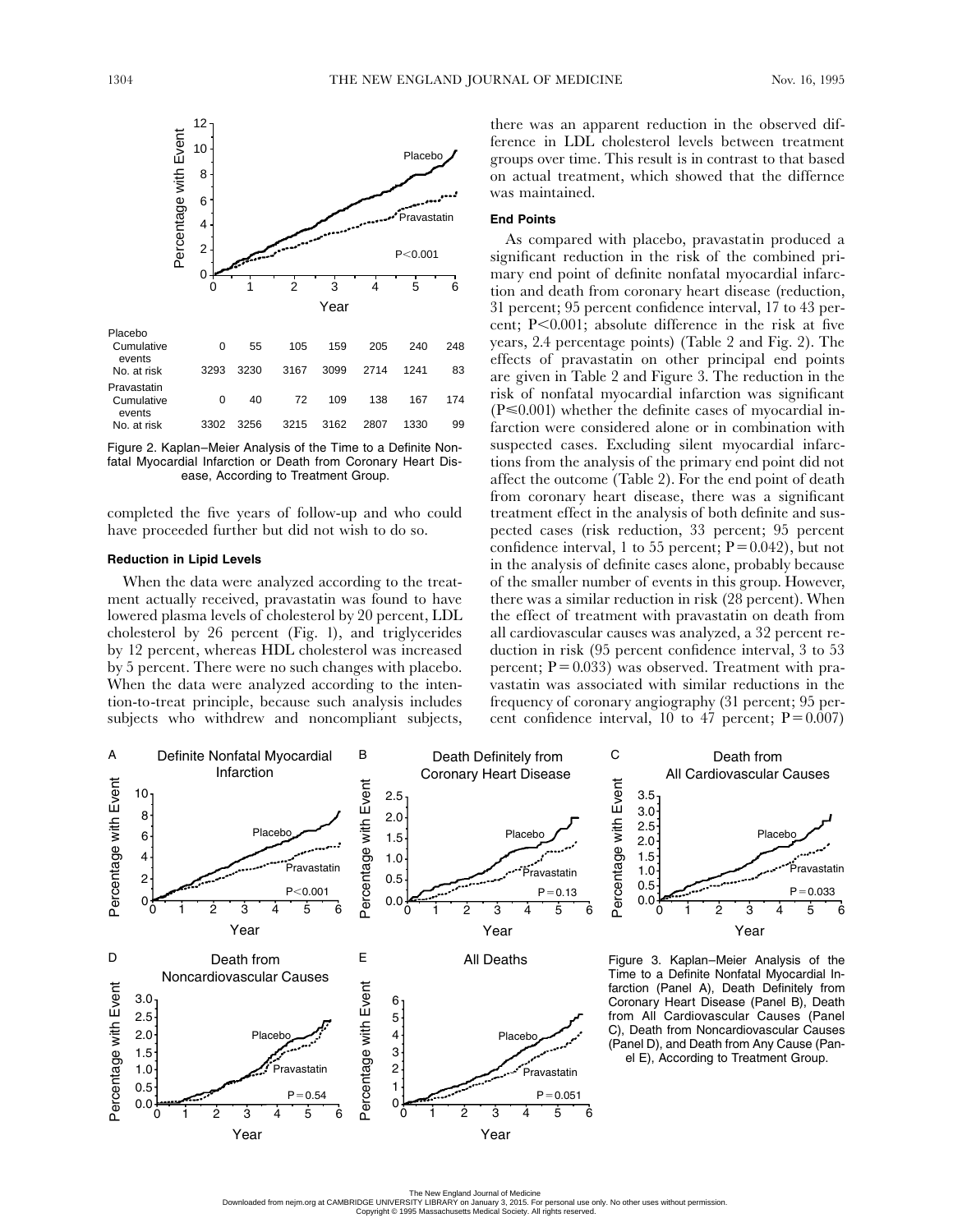12
10
8
6
4
2
0

Percentage with Event

Placebo

Pravastatin

P<0.001

0 1 2 3 4 5 6

Year

| | | | | | | | |
|---|---|---|---|---|---|---|---|
| Placebo | | | | | | | |
| Cumulative events | 0 | 55 | 105 | 159 | 205 | 240 | 248 |
| No. at risk | 3293 | 3230 | 3167 | 3099 | 2714 | 1241 | 83 |
| Pravastatin | | | | | | | |
| Cumulative events | 0 | 40 | 72 | 109 | 138 | 167 | 174 |
| No. at risk | 3302 | 3256 | 3215 | 3162 | 2807 | 1330 | 99 |

Figure 2. Kaplan–Meier Analysis of the Time to a Definite Nonfatal Myocardial Infarction or Death from Coronary Heart Disease, According to Treatment Group.

completed the five years of follow-up and who could have proceeded further but did not wish to do so.

### Reduction in Lipid Levels

When the data were analyzed according to the treatment actually received, pravastatin was found to have lowered plasma levels of cholesterol by 20 percent, LDL cholesterol by 26 percent (Fig. 1), and triglycerides by 12 percent, whereas HDL cholesterol was increased by 5 percent. There were no such changes with placebo. When the data were analyzed according to the intention-to-treat principle, because such analysis includes subjects who withdrew and noncompliant subjects, there was an apparent reduction in the observed difference in LDL cholesterol levels between treatment groups over time. This result is in contrast to that based on actual treatment, which showed that the differnce was maintained.

### End Points

As compared with placebo, pravastatin produced a significant reduction in the risk of the combined primary end point of definite nonfatal myocardial infarction and death from coronary heart disease (reduction, 31 percent; 95 percent confidence interval, 17 to 43 percent; $P<0.001$; absolute difference in the risk at five years, 2.4 percentage points) (Table 2 and Fig. 2). The effects of pravastatin on other principal end points are given in Table 2 and Figure 3. The reduction in the risk of nonfatal myocardial infarction was significant ($P\leq0.001$) whether the definite cases of myocardial infarction were considered alone or in combination with suspected cases. Excluding silent myocardial infarctions from the analysis of the primary end point did not affect the outcome (Table 2). For the end point of death from coronary heart disease, there was a significant treatment effect in the analysis of both definite and suspected cases (risk reduction, 33 percent; 95 percent confidence interval, 1 to 55 percent; $P=0.042$), but not in the analysis of definite cases alone, probably because of the smaller number of events in this group. However, there was a similar reduction in risk (28 percent). When the effect of treatment with pravastatin on death from all cardiovascular causes was analyzed, a 32 percent reduction in risk (95 percent confidence interval, 3 to 53 percent; $P=0.033$) was observed. Treatment with pravastatin was associated with similar reductions in the frequency of coronary angiography (31 percent; 95 percent confidence interval, 10 to 47 percent; $P=0.007$)

A Definite Nonfatal Myocardial Infarction

Percentage with Event

10
8
6
4
2
0

Placebo

Pravastatin

P<0.001

0 1 2 3 4 5 6

Year

B Death Definitely from Coronary Heart Disease

Percentage with Event

2.5
2.0
1.5
1.0
0.5
0.0

Placebo

Pravastatin

P=0.13

0 1 2 3 4 5 6

Year

C Death from All Cardiovascular Causes

Percentage with Event

3.5
3.0
2.5
2.0
1.5
1.0
0.5
0.0

Placebo

Pravastatin

P=0.033

0 1 2 3 4 5 6

Year

D Death from Noncardiovascular Causes

Percentage with Event

3.0
2.5
2.0
1.5
1.0
0.5
0.0

Placebo

Pravastatin

P=0.54

0 1 2 3 4 5 6

Year

E All Deaths

Percentage with Event

6
5
4
3
2
1
0

Placebo

Pravastatin

P=0.051

0 1 2 3 4 5 6

Year

Figure 3. Kaplan–Meier Analysis of the Time to a Definite Nonfatal Myocardial Infarction (Panel A), Death Definitely from Coronary Heart Disease (Panel B), Death from All Cardiovascular Causes (Panel C), Death from Noncardiovascular Causes (Panel D), and Death from Any Cause (Panel E), According to Treatment Group.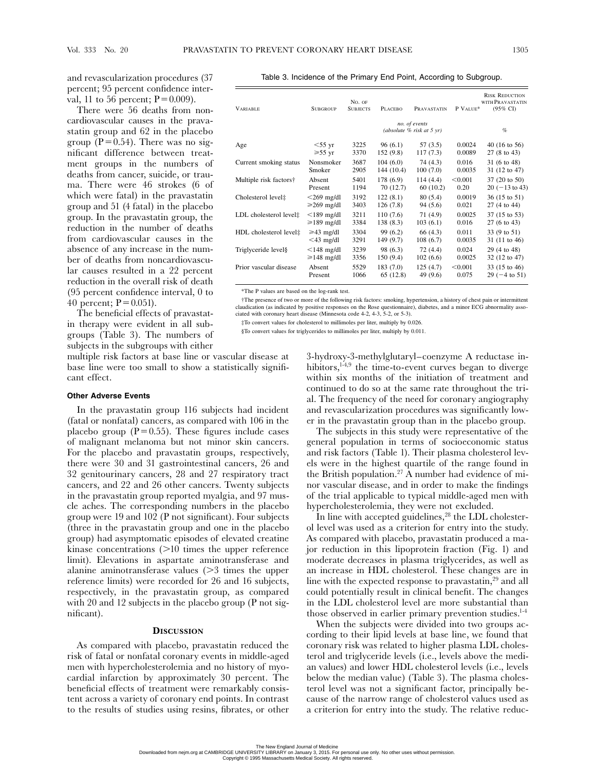and revascularization procedures (37 percent; 95 percent confidence interval, 11 to 56 percent; P=0.009).

There were 56 deaths from noncardiovascular causes in the pravastatin group and 62 in the placebo group (P=0.54). There was no significant difference between treatment groups in the numbers of deaths from cancer, suicide, or trauma. There were 46 strokes (6 of which were fatal) in the pravastatin group and 51 (4 fatal) in the placebo group. In the pravastatin group, the reduction in the number of deaths from cardiovascular causes in the absence of any increase in the number of deaths from noncardiovascular causes resulted in a 22 percent reduction in the overall risk of death (95 percent confidence interval, 0 to 40 percent; P=0.051).

The beneficial effects of pravastatin therapy were evident in all subgroups (Table 3). The numbers of subjects in the subgroups with either multiple risk factors at base line or vascular disease at base line were too small to show a statistically significant effect.

Table 3. Incidence of the Primary End Point, According to Subgroup.

| Variable | Subgroup | No. of Subjects | Placebo | Pravastatin | P Value* | Risk Reduction with Pravastatin (95% CI) |
|---|---|---|---|---|---|---|
| | | | *no. of events (absolute % risk at 5 yr)* | | | % |
| Age | <55 yr | 3225 | 96 (6.1) | 57 (3.5) | 0.0024 | 40 (16 to 56) |
| | ≥55 yr | 3370 | 152 (9.8) | 117 (7.3) | 0.0089 | 27 (8 to 43) |
| Current smoking status | Nonsmoker | 3687 | 104 (6.0) | 74 (4.3) | 0.016 | 31 (6 to 48) |
| | Smoker | 2905 | 144 (10.4) | 100 (7.0) | 0.0035 | 31 (12 to 47) |
| Multiple risk factors† | Absent | 5401 | 178 (6.9) | 114 (4.4) | <0.001 | 37 (20 to 50) |
| | Present | 1194 | 70 (12.7) | 60 (10.2) | 0.20 | 20 (−13 to 43) |
| Cholesterol level‡ | <269 mg/dl | 3192 | 122 (8.1) | 80 (5.4) | 0.0019 | 36 (15 to 51) |
| | ≥269 mg/dl | 3403 | 126 (7.8) | 94 (5.6) | 0.021 | 27 (4 to 44) |
| LDL cholesterol level‡ | <189 mg/dl | 3211 | 110 (7.6) | 71 (4.9) | 0.0025 | 37 (15 to 53) |
| | ≥189 mg/dl | 3384 | 138 (8.3) | 103 (6.1) | 0.016 | 27 (6 to 43) |
| HDL cholesterol level‡ | ≥43 mg/dl | 3304 | 99 (6.2) | 66 (4.3) | 0.011 | 33 (9 to 51) |
| | <43 mg/dl | 3291 | 149 (9.7) | 108 (6.7) | 0.0035 | 31 (11 to 46) |
| Triglyceride level§ | <148 mg/dl | 3239 | 98 (6.3) | 72 (4.4) | 0.024 | 29 (4 to 48) |
| | ≥148 mg/dl | 3356 | 150 (9.4) | 102 (6.6) | 0.0025 | 32 (12 to 47) |
| Prior vascular disease | Absent | 5529 | 183 (7.0) | 125 (4.7) | <0.001 | 33 (15 to 46) |
| | Present | 1066 | 65 (12.8) | 49 (9.6) | 0.075 | 29 (−4 to 51) |

*The P values are based on the log-rank test.

†The presence of two or more of the following risk factors: smoking, hypertension, a history of chest pain or intermittent claudication (as indicated by positive responses on the Rose questionnaire), diabetes, and a minor ECG abnormality associated with coronary heart disease (Minnesota code 4-2, 4-3, 5-2, or 5-3).

‡To convert values for cholesterol to millimoles per liter, multiply by 0.026.

§To convert values for triglycerides to millimoles per liter, multiply by 0.011.

#### Other Adverse Events

In the pravastatin group 116 subjects had incident (fatal or nonfatal) cancers, as compared with 106 in the placebo group (P=0.55). These figures include cases of malignant melanoma but not minor skin cancers. For the placebo and pravastatin groups, respectively, there were 30 and 31 gastrointestinal cancers, 26 and 32 genitourinary cancers, 28 and 27 respiratory tract cancers, and 22 and 26 other cancers. Twenty subjects in the pravastatin group reported myalgia, and 97 muscle aches. The corresponding numbers in the placebo group were 19 and 102 (P not significant). Four subjects (three in the pravastatin group and one in the placebo group) had asymptomatic episodes of elevated creatine kinase concentrations (>10 times the upper reference limit). Elevations in aspartate aminotransferase and alanine aminotransferase values (>3 times the upper reference limits) were recorded for 26 and 16 subjects, respectively, in the pravastatin group, as compared with 20 and 12 subjects in the placebo group (P not significant).

### Discussion

As compared with placebo, pravastatin reduced the risk of fatal or nonfatal coronary events in middle-aged men with hypercholesterolemia and no history of myocardial infarction by approximately 30 percent. The beneficial effects of treatment were remarkably consistent across a variety of coronary end points. In contrast to the results of studies using resins, fibrates, or other 3-hydroxy-3-methylglutaryl–coenzyme A reductase inhibitors,[1-4,9] the time-to-event curves began to diverge within six months of the initiation of treatment and continued to do so at the same rate throughout the trial. The frequency of the need for coronary angiography and revascularization procedures was significantly lower in the pravastatin group than in the placebo group.

The subjects in this study were representative of the general population in terms of socioeconomic status and risk factors (Table 1). Their plasma cholesterol levels were in the highest quartile of the range found in the British population.[27] A number had evidence of minor vascular disease, and in order to make the findings of the trial applicable to typical middle-aged men with hypercholesterolemia, they were not excluded.

In line with accepted guidelines,[28] the LDL cholesterol level was used as a criterion for entry into the study. As compared with placebo, pravastatin produced a major reduction in this lipoprotein fraction (Fig. 1) and moderate decreases in plasma triglycerides, as well as an increase in HDL cholesterol. These changes are in line with the expected response to pravastatin,[29] and all could potentially result in clinical benefit. The changes in the LDL cholesterol level are more substantial than those observed in earlier primary prevention studies.[1-4]

When the subjects were divided into two groups according to their lipid levels at base line, we found that coronary risk was related to higher plasma LDL cholesterol and triglyceride levels (i.e., levels above the median values) and lower HDL cholesterol levels (i.e., levels below the median value) (Table 3). The plasma cholesterol level was not a significant factor, principally because of the narrow range of cholesterol values used as a criterion for entry into the study. The relative reduc-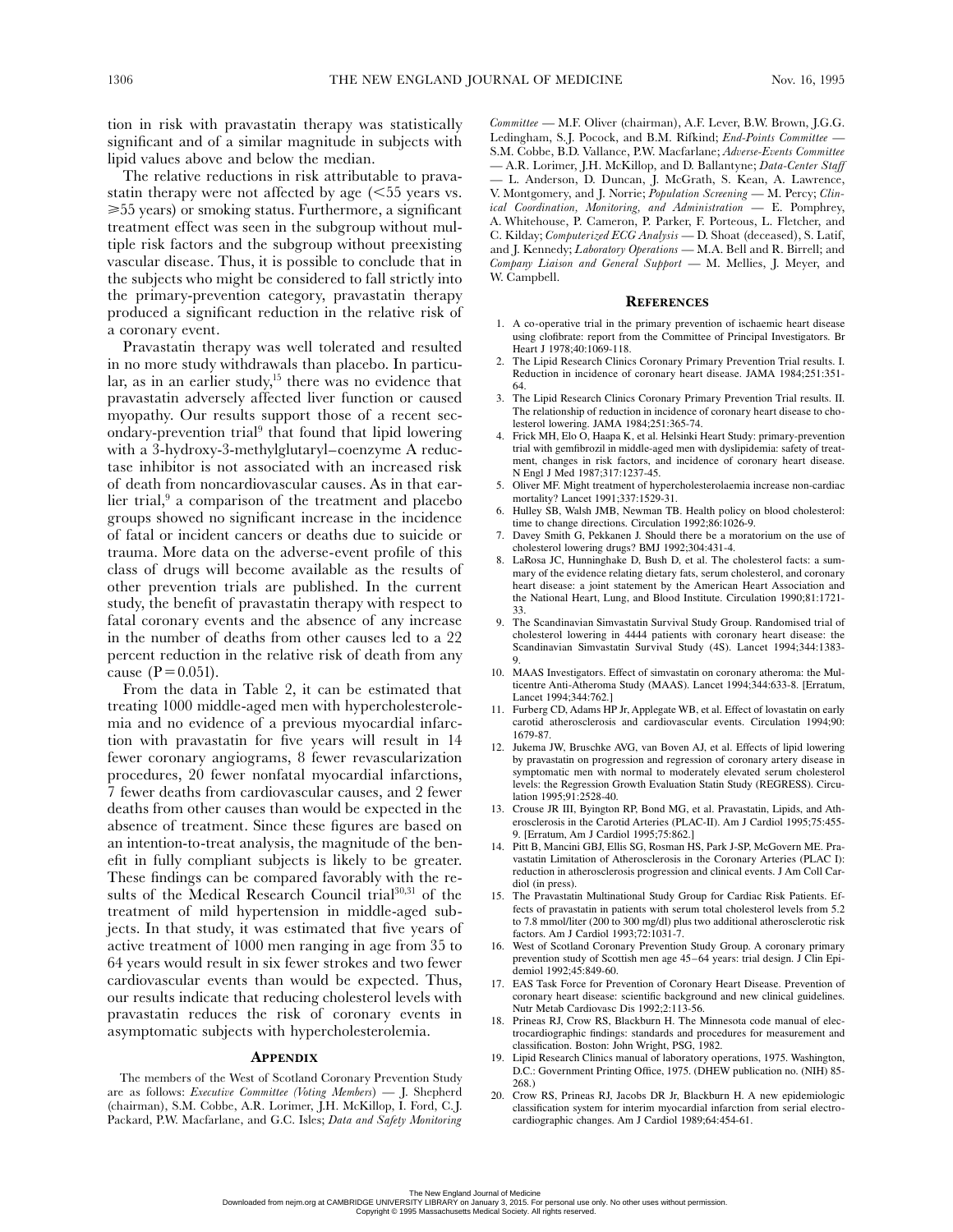tion in risk with pravastatin therapy was statistically significant and of a similar magnitude in subjects with lipid values above and below the median.

The relative reductions in risk attributable to pravastatin therapy were not affected by age (<55 years vs. ⩾55 years) or smoking status. Furthermore, a significant treatment effect was seen in the subgroup without multiple risk factors and the subgroup without preexisting vascular disease. Thus, it is possible to conclude that in the subjects who might be considered to fall strictly into the primary-prevention category, pravastatin therapy produced a significant reduction in the relative risk of a coronary event.

Pravastatin therapy was well tolerated and resulted in no more study withdrawals than placebo. In particular, as in an earlier study,[15] there was no evidence that pravastatin adversely affected liver function or caused myopathy. Our results support those of a recent secondary-prevention trial[9] that found that lipid lowering with a 3-hydroxy-3-methylglutaryl–coenzyme A reductase inhibitor is not associated with an increased risk of death from noncardiovascular causes. As in that earlier trial,[9] a comparison of the treatment and placebo groups showed no significant increase in the incidence of fatal or incident cancers or deaths due to suicide or trauma. More data on the adverse-event profile of this class of drugs will become available as the results of other prevention trials are published. In the current study, the benefit of pravastatin therapy with respect to fatal coronary events and the absence of any increase in the number of deaths from other causes led to a 22 percent reduction in the relative risk of death from any cause ($P=0.051$).

From the data in Table 2, it can be estimated that treating 1000 middle-aged men with hypercholesterolemia and no evidence of a previous myocardial infarction with pravastatin for five years will result in 14 fewer coronary angiograms, 8 fewer revascularization procedures, 20 fewer nonfatal myocardial infarctions, 7 fewer deaths from cardiovascular causes, and 2 fewer deaths from other causes than would be expected in the absence of treatment. Since these figures are based on an intention-to-treat analysis, the magnitude of the benefit in fully compliant subjects is likely to be greater. These findings can be compared favorably with the results of the Medical Research Council trial[30,31] of the treatment of mild hypertension in middle-aged subjects. In that study, it was estimated that five years of active treatment of 1000 men ranging in age from 35 to 64 years would result in six fewer strokes and two fewer cardiovascular events than would be expected. Thus, our results indicate that reducing cholesterol levels with pravastatin reduces the risk of coronary events in asymptomatic subjects with hypercholesterolemia.

## Appendix

The members of the West of Scotland Coronary Prevention Study are as follows: *Executive Committee (Voting Members)* — J. Shepherd (chairman), S.M. Cobbe, A.R. Lorimer, J.H. McKillop, I. Ford, C.J. Packard, P.W. Macfarlane, and G.C. Isles; *Data and Safety Monitoring Committee* — M.F. Oliver (chairman), A.F. Lever, B.W. Brown, J.G.G. Ledingham, S.J. Pocock, and B.M. Rifkind; *End-Points Committee* — S.M. Cobbe, B.D. Vallance, P.W. Macfarlane; *Adverse-Events Committee* — A.R. Lorimer, J.H. McKillop, and D. Ballantyne; *Data-Center Staff* — L. Anderson, D. Duncan, J. McGrath, S. Kean, A. Lawrence, V. Montgomery, and J. Norrie; *Population Screening* — M. Percy; *Clinical Coordination, Monitoring, and Administration* — E. Pomphrey, A. Whitehouse, P. Cameron, P. Parker, F. Porteous, L. Fletcher, and C. Kilday; *Computerized ECG Analysis* — D. Shoat (deceased), S. Latif, and J. Kennedy; *Laboratory Operations* — M.A. Bell and R. Birrell; and *Company Liaison and General Support* — M. Mellies, J. Meyer, and W. Campbell.

## References

1. A co-operative trial in the primary prevention of ischaemic heart disease using clofibrate: report from the Committee of Principal Investigators. Br Heart J 1978;40:1069-118.
2. The Lipid Research Clinics Coronary Primary Prevention Trial results. I. Reduction in incidence of coronary heart disease. JAMA 1984;251:351-64.
3. The Lipid Research Clinics Coronary Primary Prevention Trial results. II. The relationship of reduction in incidence of coronary heart disease to cholesterol lowering. JAMA 1984;251:365-74.
4. Frick MH, Elo O, Haapa K, et al. Helsinki Heart Study: primary-prevention trial with gemfibrozil in middle-aged men with dyslipidemia: safety of treatment, changes in risk factors, and incidence of coronary heart disease. N Engl J Med 1987;317:1237-45.
5. Oliver MF. Might treatment of hypercholesterolaemia increase non-cardiac mortality? Lancet 1991;337:1529-31.
6. Hulley SB, Walsh JMB, Newman TB. Health policy on blood cholesterol: time to change directions. Circulation 1992;86:1026-9.
7. Davey Smith G, Pekkanen J. Should there be a moratorium on the use of cholesterol lowering drugs? BMJ 1992;304:431-4.
8. LaRosa JC, Hunninghake D, Bush D, et al. The cholesterol facts: a summary of the evidence relating dietary fats, serum cholesterol, and coronary heart disease: a joint statement by the American Heart Association and the National Heart, Lung, and Blood Institute. Circulation 1990;81:1721-33.
9. The Scandinavian Simvastatin Survival Study Group. Randomised trial of cholesterol lowering in 4444 patients with coronary heart disease: the Scandinavian Simvastatin Survival Study (4S). Lancet 1994;344:1383-9.
10. MAAS Investigators. Effect of simvastatin on coronary atheroma: the Multicentre Anti-Atheroma Study (MAAS). Lancet 1994;344:633-8. [Erratum, Lancet 1994;344:762.]
11. Furberg CD, Adams HP Jr, Applegate WB, et al. Effect of lovastatin on early carotid atherosclerosis and cardiovascular events. Circulation 1994;90:1679-87.
12. Jukema JW, Bruschke AVG, van Boven AJ, et al. Effects of lipid lowering by pravastatin on progression and regression of coronary artery disease in symptomatic men with normal to moderately elevated serum cholesterol levels: the Regression Growth Evaluation Statin Study (REGRESS). Circulation 1995;91:2528-40.
13. Crouse JR III, Byington RP, Bond MG, et al. Pravastatin, Lipids, and Atherosclerosis in the Carotid Arteries (PLAC-II). Am J Cardiol 1995;75:455-9. [Erratum, Am J Cardiol 1995;75:862.]
14. Pitt B, Mancini GBJ, Ellis SG, Rosman HS, Park J-SP, McGovern ME. Pravastatin Limitation of Atherosclerosis in the Coronary Arteries (PLAC I): reduction in atherosclerosis progression and clinical events. J Am Coll Cardiol (in press).
15. The Pravastatin Multinational Study Group for Cardiac Risk Patients. Effects of pravastatin in patients with serum total cholesterol levels from 5.2 to 7.8 mmol/liter (200 to 300 mg/dl) plus two additional atherosclerotic risk factors. Am J Cardiol 1993;72:1031-7.
16. West of Scotland Coronary Prevention Study Group. A coronary primary prevention study of Scottish men age 45–64 years: trial design. J Clin Epidemiol 1992;45:849-60.
17. EAS Task Force for Prevention of Coronary Heart Disease. Prevention of coronary heart disease: scientific background and new clinical guidelines. Nutr Metab Cardiovasc Dis 1992;2:113-56.
18. Prineas RJ, Crow RS, Blackburn H. The Minnesota code manual of electrocardiographic findings: standards and procedures for measurement and classification. Boston: John Wright, PSG, 1982.
19. Lipid Research Clinics manual of laboratory operations, 1975. Washington, D.C.: Government Printing Office, 1975. (DHEW publication no. (NIH) 85-268.)
20. Crow RS, Prineas RJ, Jacobs DR Jr, Blackburn H. A new epidemiologic classification system for interim myocardial infarction from serial electrocardiographic changes. Am J Cardiol 1989;64:454-61.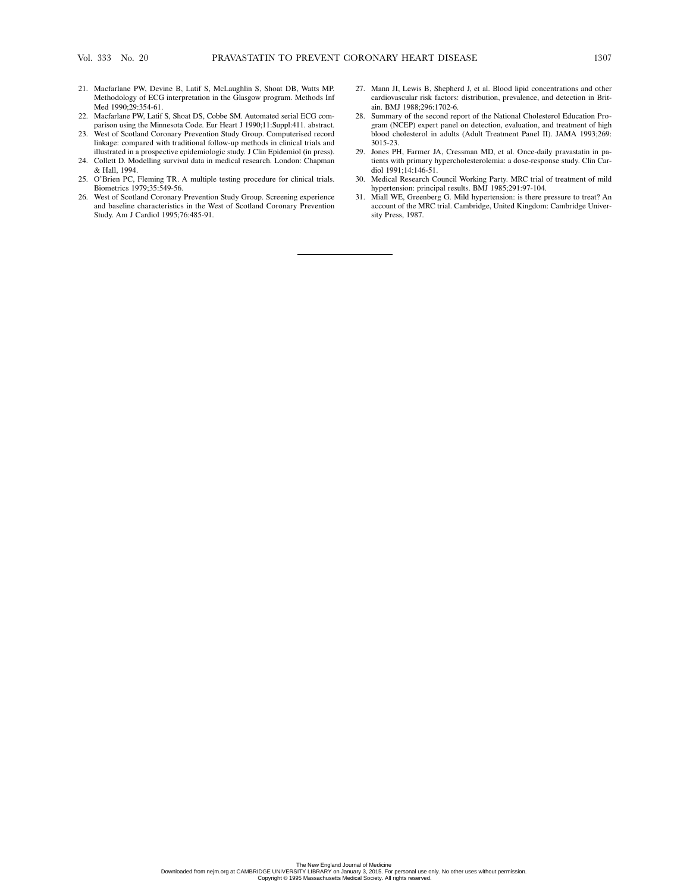21. Macfarlane PW, Devine B, Latif S, McLaughlin S, Shoat DB, Watts MP. Methodology of ECG interpretation in the Glasgow program. Methods Inf Med 1990;29:354-61.
22. Macfarlane PW, Latif S, Shoat DS, Cobbe SM. Automated serial ECG comparison using the Minnesota Code. Eur Heart J 1990;11:Suppl:411. abstract.
23. West of Scotland Coronary Prevention Study Group. Computerised record linkage: compared with traditional follow-up methods in clinical trials and illustrated in a prospective epidemiologic study. J Clin Epidemiol (in press).
24. Collett D. Modelling survival data in medical research. London: Chapman & Hall, 1994.
25. O'Brien PC, Fleming TR. A multiple testing procedure for clinical trials. Biometrics 1979;35:549-56.
26. West of Scotland Coronary Prevention Study Group. Screening experience and baseline characteristics in the West of Scotland Coronary Prevention Study. Am J Cardiol 1995;76:485-91.
27. Mann JI, Lewis B, Shepherd J, et al. Blood lipid concentrations and other cardiovascular risk factors: distribution, prevalence, and detection in Britain. BMJ 1988;296:1702-6.
28. Summary of the second report of the National Cholesterol Education Program (NCEP) expert panel on detection, evaluation, and treatment of high blood cholesterol in adults (Adult Treatment Panel II). JAMA 1993;269:3015-23.
29. Jones PH, Farmer JA, Cressman MD, et al. Once-daily pravastatin in patients with primary hypercholesterolemia: a dose-response study. Clin Cardiol 1991;14:146-51.
30. Medical Research Council Working Party. MRC trial of treatment of mild hypertension: principal results. BMJ 1985;291:97-104.
31. Miall WE, Greenberg G. Mild hypertension: is there pressure to treat? An account of the MRC trial. Cambridge, United Kingdom: Cambridge University Press, 1987.